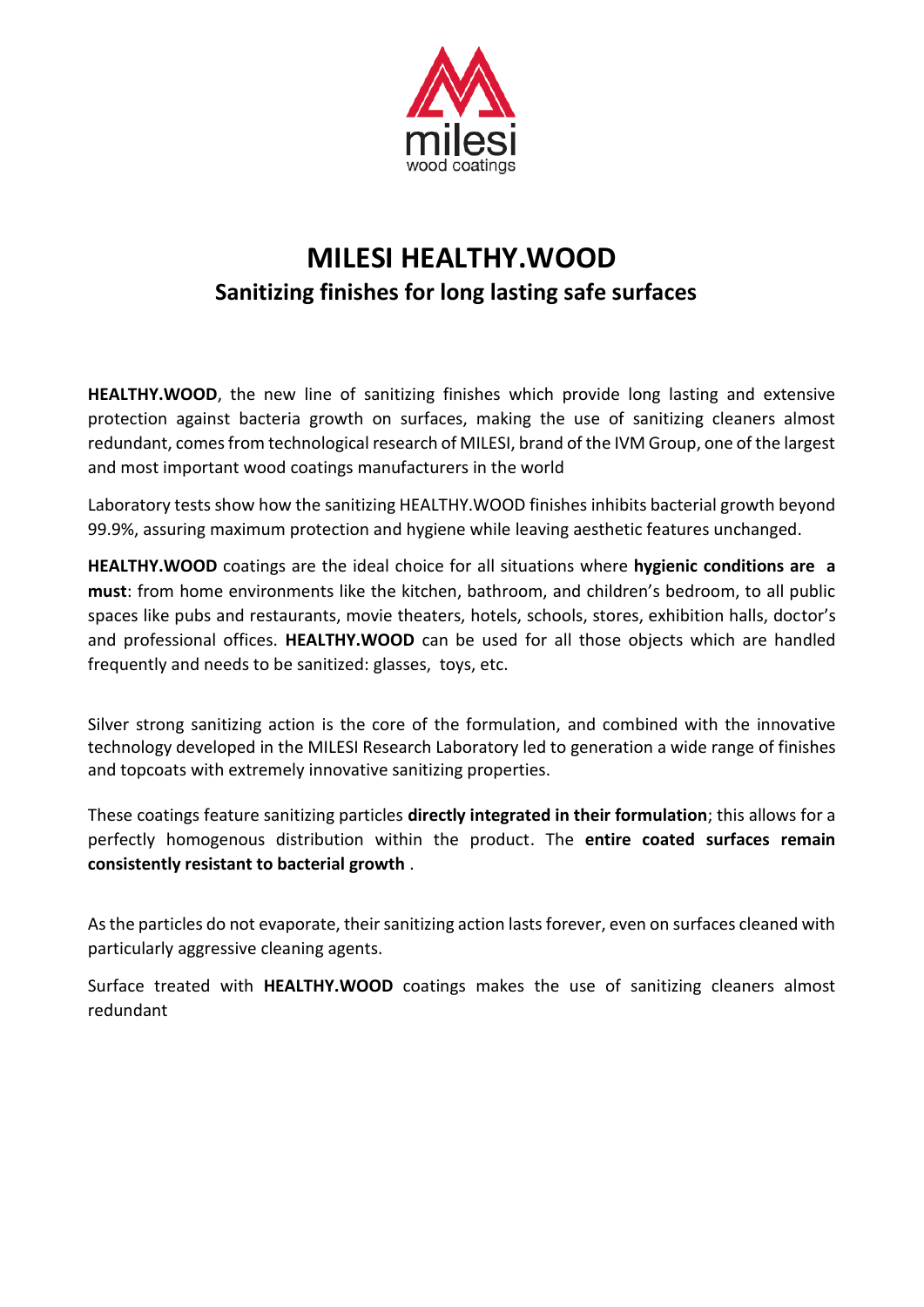milesi
wood coatings

# MILESI HEALTHY.WOOD

## Sanitizing finishes for long lasting safe surfaces

**HEALTHY.WOOD**, the new line of sanitizing finishes which provide long lasting and extensive protection against bacteria growth on surfaces, making the use of sanitizing cleaners almost redundant, comes from technological research of MILESI, brand of the IVM Group, one of the largest and most important wood coatings manufacturers in the world

Laboratory tests show how the sanitizing HEALTHY.WOOD finishes inhibits bacterial growth beyond 99.9%, assuring maximum protection and hygiene while leaving aesthetic features unchanged.

**HEALTHY.WOOD** coatings are the ideal choice for all situations where **hygienic conditions are a must**: from home environments like the kitchen, bathroom, and children's bedroom, to all public spaces like pubs and restaurants, movie theaters, hotels, schools, stores, exhibition halls, doctor's and professional offices. **HEALTHY.WOOD** can be used for all those objects which are handled frequently and needs to be sanitized: glasses, toys, etc.

Silver strong sanitizing action is the core of the formulation, and combined with the innovative technology developed in the MILESI Research Laboratory led to generation a wide range of finishes and topcoats with extremely innovative sanitizing properties.

These coatings feature sanitizing particles **directly integrated in their formulation**; this allows for a perfectly homogenous distribution within the product. The **entire coated surfaces remain consistently resistant to bacterial growth** .

As the particles do not evaporate, their sanitizing action lasts forever, even on surfaces cleaned with particularly aggressive cleaning agents.

Surface treated with **HEALTHY.WOOD** coatings makes the use of sanitizing cleaners almost redundant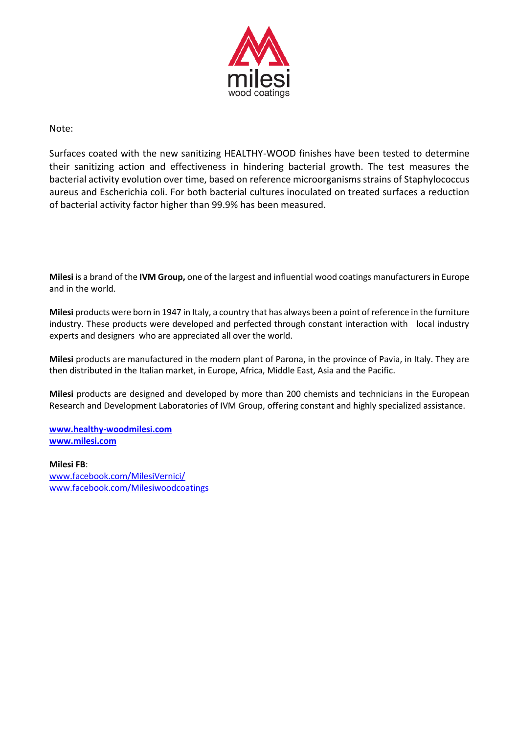Note:

Surfaces coated with the new sanitizing HEALTHY-WOOD finishes have been tested to determine their sanitizing action and effectiveness in hindering bacterial growth. The test measures the bacterial activity evolution over time, based on reference microorganisms strains of Staphylococcus aureus and Escherichia coli. For both bacterial cultures inoculated on treated surfaces a reduction of bacterial activity factor higher than 99.9% has been measured.

**Milesi** is a brand of the **IVM Group,** one of the largest and influential wood coatings manufacturers in Europe and in the world.

**Milesi** products were born in 1947 in Italy, a country that has always been a point of reference in the furniture industry. These products were developed and perfected through constant interaction with local industry experts and designers who are appreciated all over the world.

**Milesi** products are manufactured in the modern plant of Parona, in the province of Pavia, in Italy. They are then distributed in the Italian market, in Europe, Africa, Middle East, Asia and the Pacific.

**Milesi** products are designed and developed by more than 200 chemists and technicians in the European Research and Development Laboratories of IVM Group, offering constant and highly specialized assistance.

**www.healthy-woodmilesi.com**
**www.milesi.com**

**Milesi FB**:
www.facebook.com/MilesiVernici/
www.facebook.com/Milesiwoodcoatings